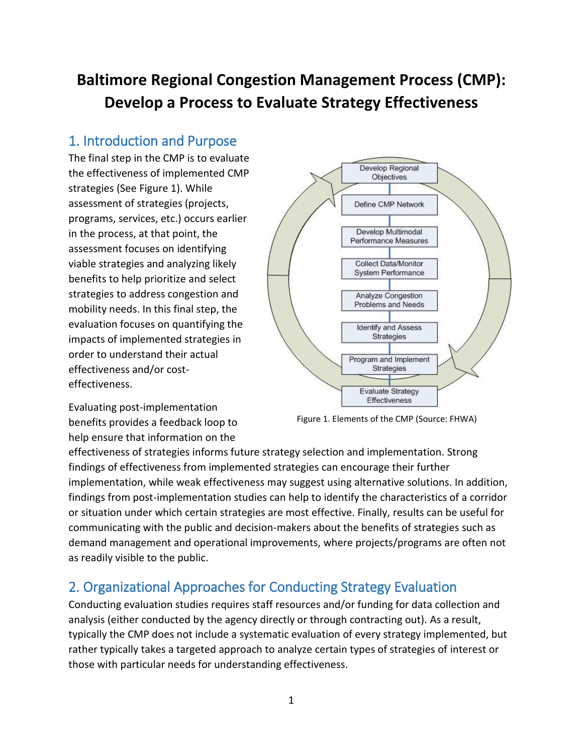# Baltimore Regional Congestion Management Process (CMP): Develop a Process to Evaluate Strategy Effectiveness

## 1. Introduction and Purpose

The final step in the CMP is to evaluate the effectiveness of implemented CMP strategies (See Figure 1). While assessment of strategies (projects, programs, services, etc.) occurs earlier in the process, at that point, the assessment focuses on identifying viable strategies and analyzing likely benefits to help prioritize and select strategies to address congestion and mobility needs. In this final step, the evaluation focuses on quantifying the impacts of implemented strategies in order to understand their actual effectiveness and/or cost-effectiveness.

Figure 1. Elements of the CMP (Source: FHWA)

Evaluating post-implementation benefits provides a feedback loop to help ensure that information on the effectiveness of strategies informs future strategy selection and implementation. Strong findings of effectiveness from implemented strategies can encourage their further implementation, while weak effectiveness may suggest using alternative solutions. In addition, findings from post-implementation studies can help to identify the characteristics of a corridor or situation under which certain strategies are most effective. Finally, results can be useful for communicating with the public and decision-makers about the benefits of strategies such as demand management and operational improvements, where projects/programs are often not as readily visible to the public.

## 2. Organizational Approaches for Conducting Strategy Evaluation

Conducting evaluation studies requires staff resources and/or funding for data collection and analysis (either conducted by the agency directly or through contracting out). As a result, typically the CMP does not include a systematic evaluation of every strategy implemented, but rather typically takes a targeted approach to analyze certain types of strategies of interest or those with particular needs for understanding effectiveness.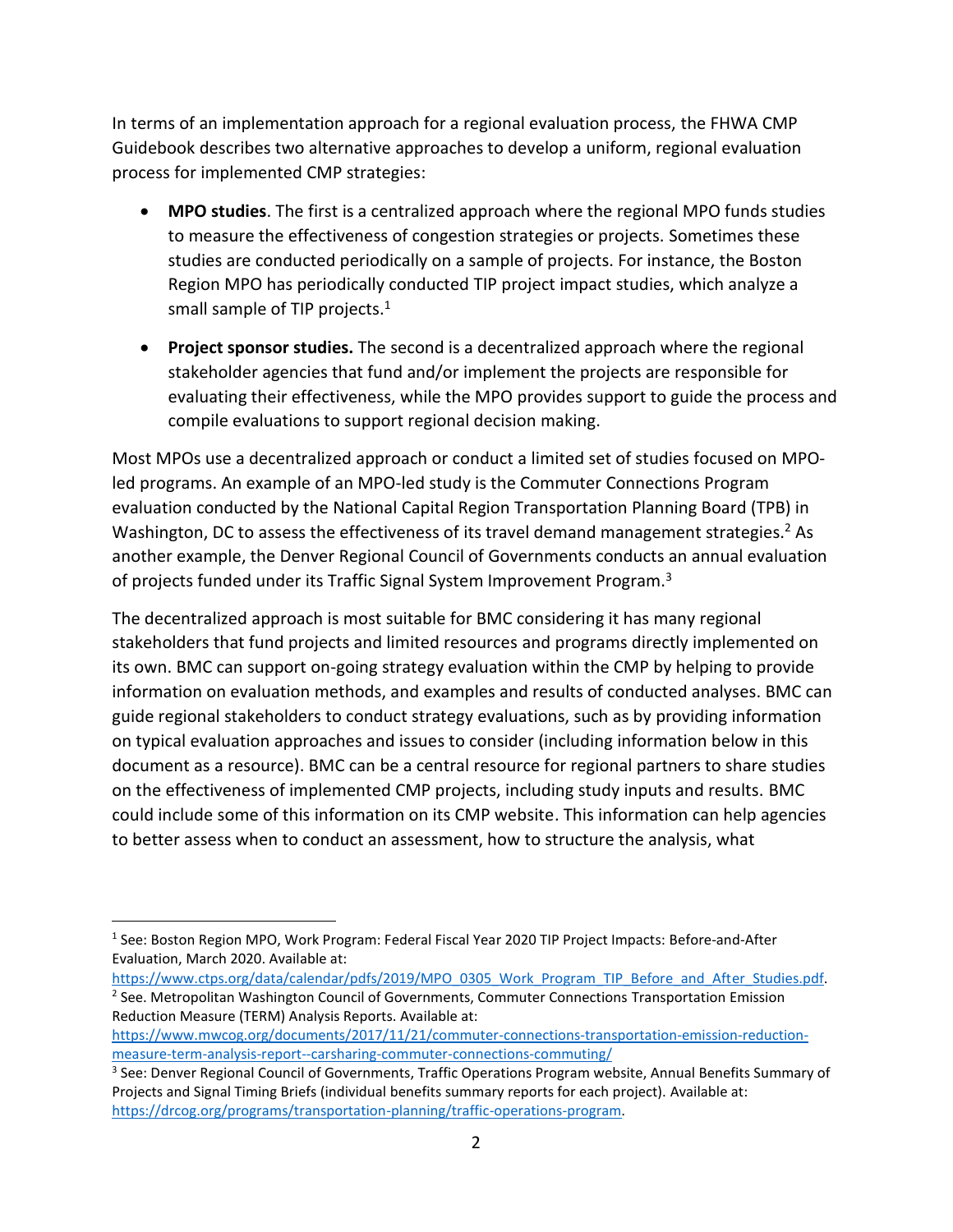In terms of an implementation approach for a regional evaluation process, the FHWA CMP Guidebook describes two alternative approaches to develop a uniform, regional evaluation process for implemented CMP strategies:

- **MPO studies**. The first is a centralized approach where the regional MPO funds studies to measure the effectiveness of congestion strategies or projects. Sometimes these studies are conducted periodically on a sample of projects. For instance, the Boston Region MPO has periodically conducted TIP project impact studies, which analyze a small sample of TIP projects.[1]
- **Project sponsor studies.** The second is a decentralized approach where the regional stakeholder agencies that fund and/or implement the projects are responsible for evaluating their effectiveness, while the MPO provides support to guide the process and compile evaluations to support regional decision making.

Most MPOs use a decentralized approach or conduct a limited set of studies focused on MPO-led programs. An example of an MPO-led study is the Commuter Connections Program evaluation conducted by the National Capital Region Transportation Planning Board (TPB) in Washington, DC to assess the effectiveness of its travel demand management strategies.[2] As another example, the Denver Regional Council of Governments conducts an annual evaluation of projects funded under its Traffic Signal System Improvement Program.[3]

The decentralized approach is most suitable for BMC considering it has many regional stakeholders that fund projects and limited resources and programs directly implemented on its own. BMC can support on-going strategy evaluation within the CMP by helping to provide information on evaluation methods, and examples and results of conducted analyses. BMC can guide regional stakeholders to conduct strategy evaluations, such as by providing information on typical evaluation approaches and issues to consider (including information below in this document as a resource). BMC can be a central resource for regional partners to share studies on the effectiveness of implemented CMP projects, including study inputs and results. BMC could include some of this information on its CMP website. This information can help agencies to better assess when to conduct an assessment, how to structure the analysis, what

---

[1] See: Boston Region MPO, Work Program: Federal Fiscal Year 2020 TIP Project Impacts: Before-and-After Evaluation, March 2020. Available at: https://www.ctps.org/data/calendar/pdfs/2019/MPO_0305_Work_Program_TIP_Before_and_After_Studies.pdf.

[2] See. Metropolitan Washington Council of Governments, Commuter Connections Transportation Emission Reduction Measure (TERM) Analysis Reports. Available at: https://www.mwcog.org/documents/2017/11/21/commuter-connections-transportation-emission-reduction-measure-term-analysis-report--carsharing-commuter-connections-commuting/

[3] See: Denver Regional Council of Governments, Traffic Operations Program website, Annual Benefits Summary of Projects and Signal Timing Briefs (individual benefits summary reports for each project). Available at: https://drcog.org/programs/transportation-planning/traffic-operations-program.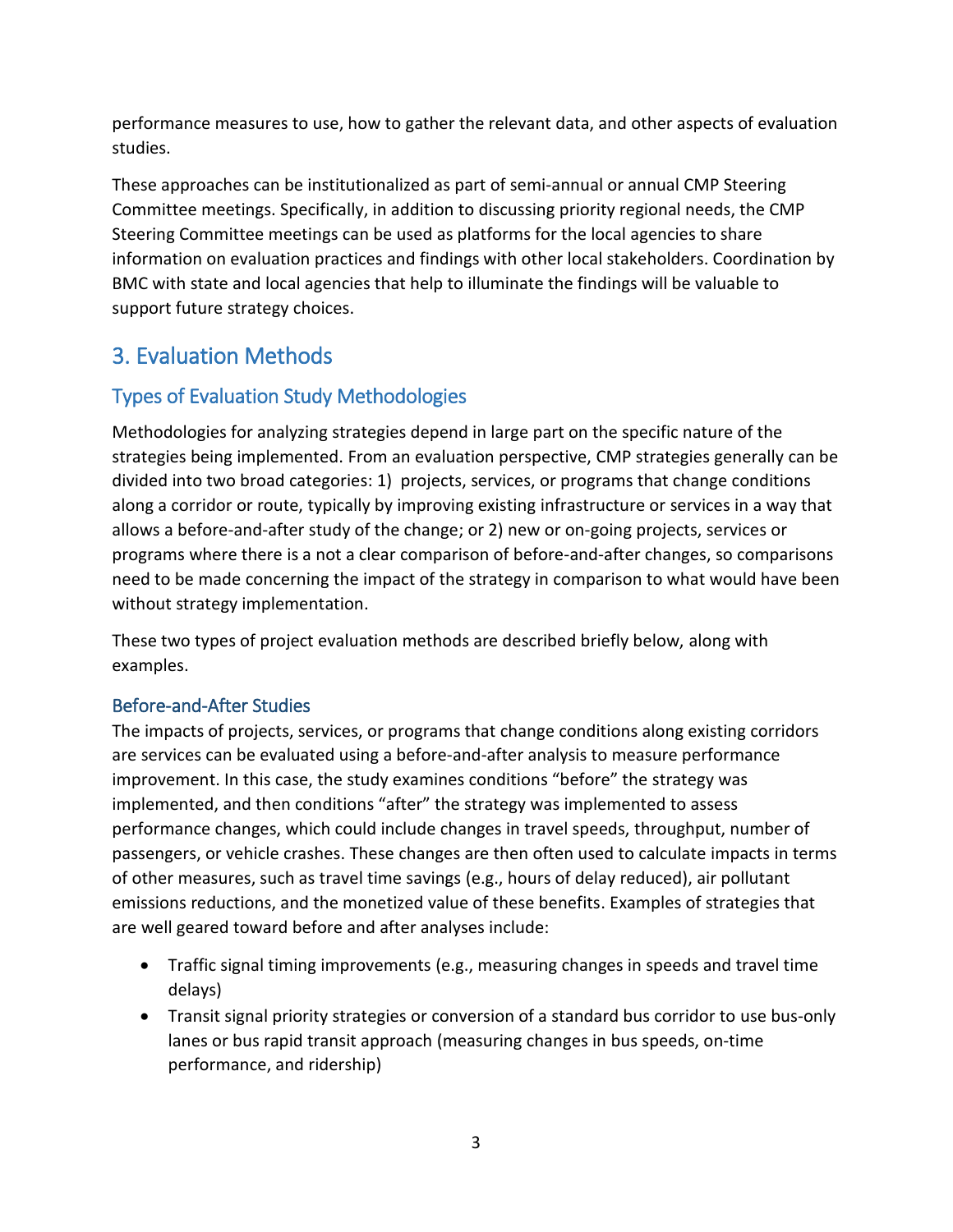performance measures to use, how to gather the relevant data, and other aspects of evaluation studies.

These approaches can be institutionalized as part of semi-annual or annual CMP Steering Committee meetings. Specifically, in addition to discussing priority regional needs, the CMP Steering Committee meetings can be used as platforms for the local agencies to share information on evaluation practices and findings with other local stakeholders. Coordination by BMC with state and local agencies that help to illuminate the findings will be valuable to support future strategy choices.

## 3. Evaluation Methods

### Types of Evaluation Study Methodologies

Methodologies for analyzing strategies depend in large part on the specific nature of the strategies being implemented. From an evaluation perspective, CMP strategies generally can be divided into two broad categories: 1) projects, services, or programs that change conditions along a corridor or route, typically by improving existing infrastructure or services in a way that allows a before-and-after study of the change; or 2) new or on-going projects, services or programs where there is a not a clear comparison of before-and-after changes, so comparisons need to be made concerning the impact of the strategy in comparison to what would have been without strategy implementation.

These two types of project evaluation methods are described briefly below, along with examples.

#### Before-and-After Studies

The impacts of projects, services, or programs that change conditions along existing corridors are services can be evaluated using a before-and-after analysis to measure performance improvement. In this case, the study examines conditions "before" the strategy was implemented, and then conditions "after" the strategy was implemented to assess performance changes, which could include changes in travel speeds, throughput, number of passengers, or vehicle crashes. These changes are then often used to calculate impacts in terms of other measures, such as travel time savings (e.g., hours of delay reduced), air pollutant emissions reductions, and the monetized value of these benefits. Examples of strategies that are well geared toward before and after analyses include:

- Traffic signal timing improvements (e.g., measuring changes in speeds and travel time delays)
- Transit signal priority strategies or conversion of a standard bus corridor to use bus-only lanes or bus rapid transit approach (measuring changes in bus speeds, on-time performance, and ridership)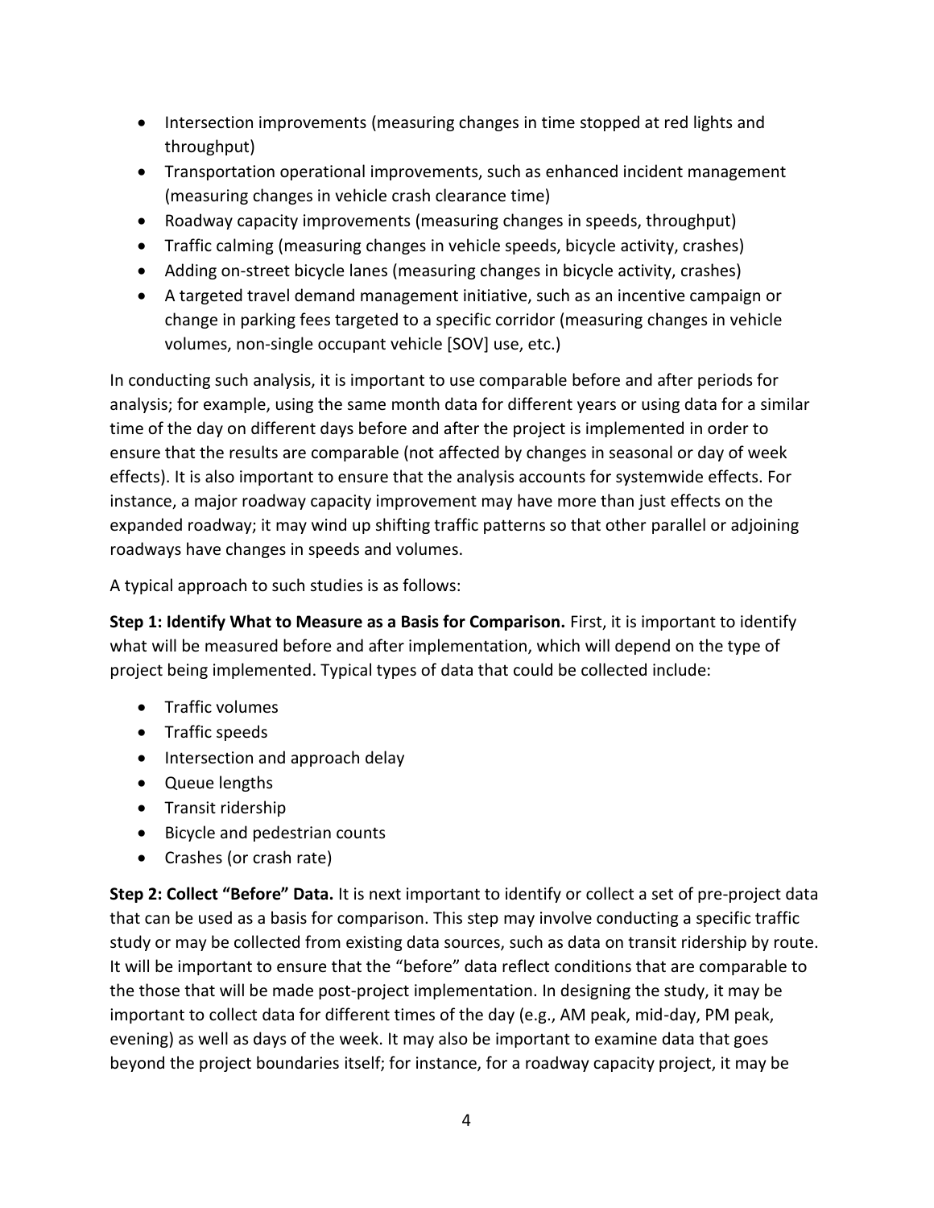- Intersection improvements (measuring changes in time stopped at red lights and throughput)
- Transportation operational improvements, such as enhanced incident management (measuring changes in vehicle crash clearance time)
- Roadway capacity improvements (measuring changes in speeds, throughput)
- Traffic calming (measuring changes in vehicle speeds, bicycle activity, crashes)
- Adding on-street bicycle lanes (measuring changes in bicycle activity, crashes)
- A targeted travel demand management initiative, such as an incentive campaign or change in parking fees targeted to a specific corridor (measuring changes in vehicle volumes, non-single occupant vehicle [SOV] use, etc.)

In conducting such analysis, it is important to use comparable before and after periods for analysis; for example, using the same month data for different years or using data for a similar time of the day on different days before and after the project is implemented in order to ensure that the results are comparable (not affected by changes in seasonal or day of week effects). It is also important to ensure that the analysis accounts for systemwide effects. For instance, a major roadway capacity improvement may have more than just effects on the expanded roadway; it may wind up shifting traffic patterns so that other parallel or adjoining roadways have changes in speeds and volumes.

A typical approach to such studies is as follows:

**Step 1: Identify What to Measure as a Basis for Comparison.** First, it is important to identify what will be measured before and after implementation, which will depend on the type of project being implemented. Typical types of data that could be collected include:

- Traffic volumes
- Traffic speeds
- Intersection and approach delay
- Queue lengths
- Transit ridership
- Bicycle and pedestrian counts
- Crashes (or crash rate)

**Step 2: Collect "Before" Data.** It is next important to identify or collect a set of pre-project data that can be used as a basis for comparison. This step may involve conducting a specific traffic study or may be collected from existing data sources, such as data on transit ridership by route. It will be important to ensure that the "before" data reflect conditions that are comparable to the those that will be made post-project implementation. In designing the study, it may be important to collect data for different times of the day (e.g., AM peak, mid-day, PM peak, evening) as well as days of the week. It may also be important to examine data that goes beyond the project boundaries itself; for instance, for a roadway capacity project, it may be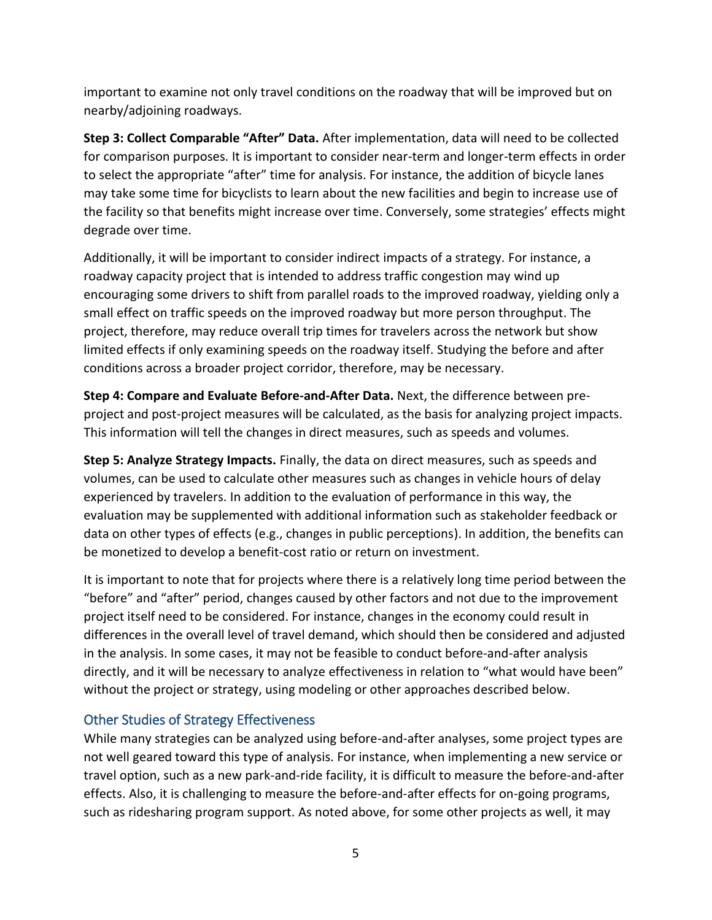important to examine not only travel conditions on the roadway that will be improved but on nearby/adjoining roadways.

**Step 3: Collect Comparable "After" Data.** After implementation, data will need to be collected for comparison purposes. It is important to consider near-term and longer-term effects in order to select the appropriate "after" time for analysis. For instance, the addition of bicycle lanes may take some time for bicyclists to learn about the new facilities and begin to increase use of the facility so that benefits might increase over time. Conversely, some strategies' effects might degrade over time.

Additionally, it will be important to consider indirect impacts of a strategy. For instance, a roadway capacity project that is intended to address traffic congestion may wind up encouraging some drivers to shift from parallel roads to the improved roadway, yielding only a small effect on traffic speeds on the improved roadway but more person throughput. The project, therefore, may reduce overall trip times for travelers across the network but show limited effects if only examining speeds on the roadway itself. Studying the before and after conditions across a broader project corridor, therefore, may be necessary.

**Step 4: Compare and Evaluate Before-and-After Data.** Next, the difference between pre-project and post-project measures will be calculated, as the basis for analyzing project impacts. This information will tell the changes in direct measures, such as speeds and volumes.

**Step 5: Analyze Strategy Impacts.** Finally, the data on direct measures, such as speeds and volumes, can be used to calculate other measures such as changes in vehicle hours of delay experienced by travelers. In addition to the evaluation of performance in this way, the evaluation may be supplemented with additional information such as stakeholder feedback or data on other types of effects (e.g., changes in public perceptions). In addition, the benefits can be monetized to develop a benefit-cost ratio or return on investment.

It is important to note that for projects where there is a relatively long time period between the "before" and "after" period, changes caused by other factors and not due to the improvement project itself need to be considered. For instance, changes in the economy could result in differences in the overall level of travel demand, which should then be considered and adjusted in the analysis. In some cases, it may not be feasible to conduct before-and-after analysis directly, and it will be necessary to analyze effectiveness in relation to "what would have been" without the project or strategy, using modeling or other approaches described below.

## Other Studies of Strategy Effectiveness

While many strategies can be analyzed using before-and-after analyses, some project types are not well geared toward this type of analysis. For instance, when implementing a new service or travel option, such as a new park-and-ride facility, it is difficult to measure the before-and-after effects. Also, it is challenging to measure the before-and-after effects for on-going programs, such as ridesharing program support. As noted above, for some other projects as well, it may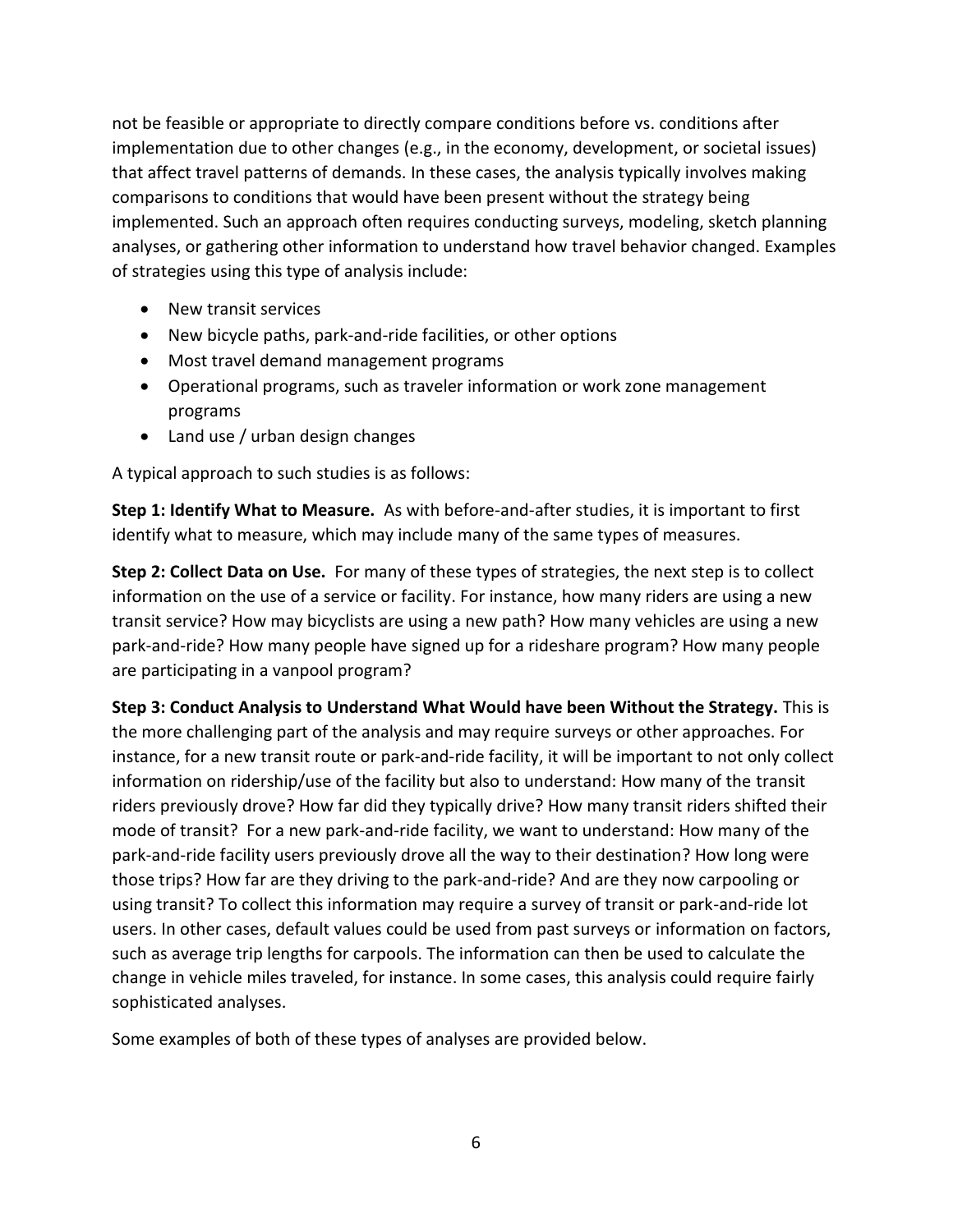not be feasible or appropriate to directly compare conditions before vs. conditions after implementation due to other changes (e.g., in the economy, development, or societal issues) that affect travel patterns of demands. In these cases, the analysis typically involves making comparisons to conditions that would have been present without the strategy being implemented. Such an approach often requires conducting surveys, modeling, sketch planning analyses, or gathering other information to understand how travel behavior changed. Examples of strategies using this type of analysis include:

- New transit services
- New bicycle paths, park-and-ride facilities, or other options
- Most travel demand management programs
- Operational programs, such as traveler information or work zone management programs
- Land use / urban design changes

A typical approach to such studies is as follows:

**Step 1: Identify What to Measure.** As with before-and-after studies, it is important to first identify what to measure, which may include many of the same types of measures.

**Step 2: Collect Data on Use.** For many of these types of strategies, the next step is to collect information on the use of a service or facility. For instance, how many riders are using a new transit service? How may bicyclists are using a new path? How many vehicles are using a new park-and-ride? How many people have signed up for a rideshare program? How many people are participating in a vanpool program?

**Step 3: Conduct Analysis to Understand What Would have been Without the Strategy.** This is the more challenging part of the analysis and may require surveys or other approaches. For instance, for a new transit route or park-and-ride facility, it will be important to not only collect information on ridership/use of the facility but also to understand: How many of the transit riders previously drove? How far did they typically drive? How many transit riders shifted their mode of transit? For a new park-and-ride facility, we want to understand: How many of the park-and-ride facility users previously drove all the way to their destination? How long were those trips? How far are they driving to the park-and-ride? And are they now carpooling or using transit? To collect this information may require a survey of transit or park-and-ride lot users. In other cases, default values could be used from past surveys or information on factors, such as average trip lengths for carpools. The information can then be used to calculate the change in vehicle miles traveled, for instance. In some cases, this analysis could require fairly sophisticated analyses.

Some examples of both of these types of analyses are provided below.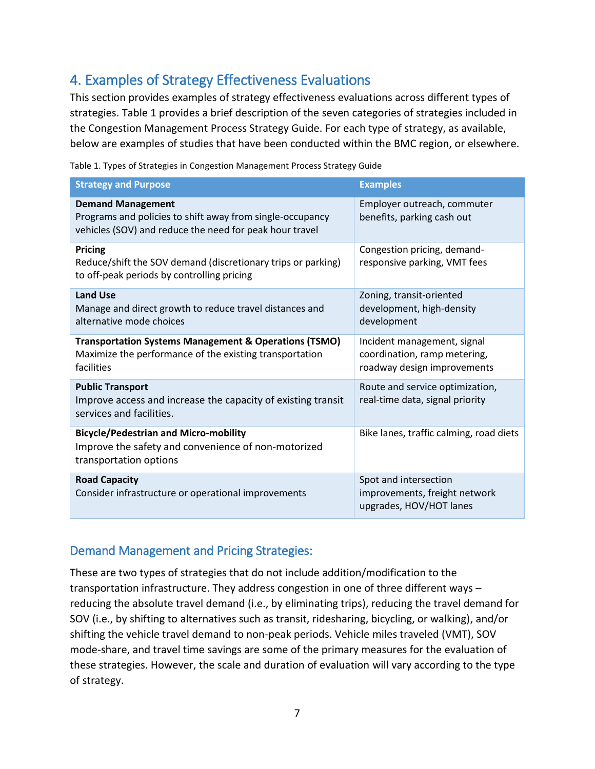## 4. Examples of Strategy Effectiveness Evaluations

This section provides examples of strategy effectiveness evaluations across different types of strategies. Table 1 provides a brief description of the seven categories of strategies included in the Congestion Management Process Strategy Guide. For each type of strategy, as available, below are examples of studies that have been conducted within the BMC region, or elsewhere.

Table 1. Types of Strategies in Congestion Management Process Strategy Guide

| Strategy and Purpose | Examples |
| --- | --- |
| **Demand Management**<br>Programs and policies to shift away from single-occupancy vehicles (SOV) and reduce the need for peak hour travel | Employer outreach, commuter benefits, parking cash out |
| **Pricing**<br>Reduce/shift the SOV demand (discretionary trips or parking) to off-peak periods by controlling pricing | Congestion pricing, demand-responsive parking, VMT fees |
| **Land Use**<br>Manage and direct growth to reduce travel distances and alternative mode choices | Zoning, transit-oriented development, high-density development |
| **Transportation Systems Management & Operations (TSMO)**<br>Maximize the performance of the existing transportation facilities | Incident management, signal coordination, ramp metering, roadway design improvements |
| **Public Transport**<br>Improve access and increase the capacity of existing transit services and facilities. | Route and service optimization, real-time data, signal priority |
| **Bicycle/Pedestrian and Micro-mobility**<br>Improve the safety and convenience of non-motorized transportation options | Bike lanes, traffic calming, road diets |
| **Road Capacity**<br>Consider infrastructure or operational improvements | Spot and intersection improvements, freight network upgrades, HOV/HOT lanes |

### Demand Management and Pricing Strategies:

These are two types of strategies that do not include addition/modification to the transportation infrastructure. They address congestion in one of three different ways – reducing the absolute travel demand (i.e., by eliminating trips), reducing the travel demand for SOV (i.e., by shifting to alternatives such as transit, ridesharing, bicycling, or walking), and/or shifting the vehicle travel demand to non-peak periods. Vehicle miles traveled (VMT), SOV mode-share, and travel time savings are some of the primary measures for the evaluation of these strategies. However, the scale and duration of evaluation will vary according to the type of strategy.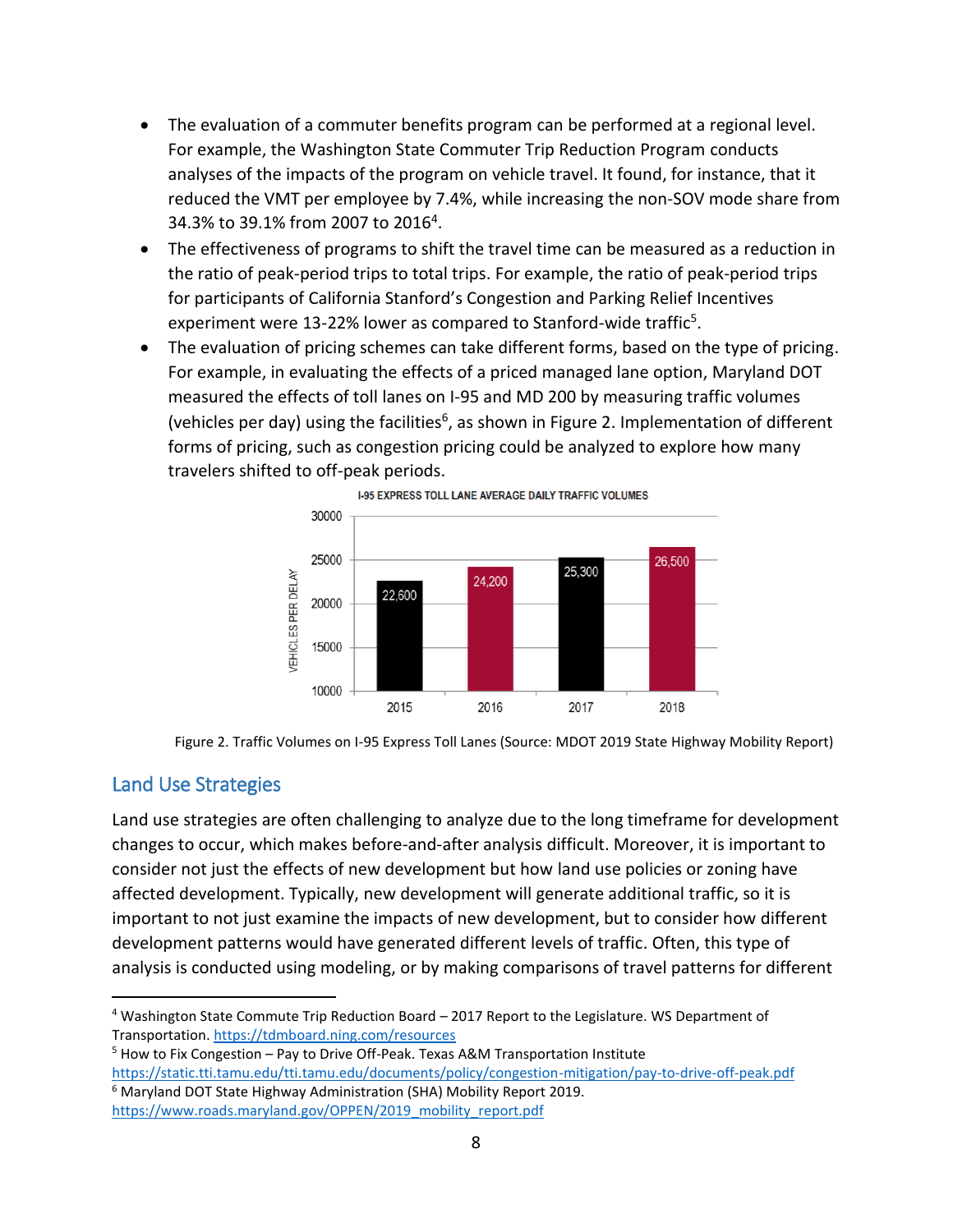- The evaluation of a commuter benefits program can be performed at a regional level. For example, the Washington State Commuter Trip Reduction Program conducts analyses of the impacts of the program on vehicle travel. It found, for instance, that it reduced the VMT per employee by 7.4%, while increasing the non-SOV mode share from 34.3% to 39.1% from 2007 to 2016[4].
- The effectiveness of programs to shift the travel time can be measured as a reduction in the ratio of peak-period trips to total trips. For example, the ratio of peak-period trips for participants of California Stanford's Congestion and Parking Relief Incentives experiment were 13-22% lower as compared to Stanford-wide traffic[5].
- The evaluation of pricing schemes can take different forms, based on the type of pricing. For example, in evaluating the effects of a priced managed lane option, Maryland DOT measured the effects of toll lanes on I-95 and MD 200 by measuring traffic volumes (vehicles per day) using the facilities[6], as shown in Figure 2. Implementation of different forms of pricing, such as congestion pricing could be analyzed to explore how many travelers shifted to off-peak periods.

I-95 EXPRESS TOLL LANE AVERAGE DAILY TRAFFIC VOLUMES

| Year | Vehicles per Delay |
|---|---|
| 2015 | 22,600 |
| 2016 | 24,200 |
| 2017 | 25,300 |
| 2018 | 26,500 |

Figure 2. Traffic Volumes on I-95 Express Toll Lanes (Source: MDOT 2019 State Highway Mobility Report)

## Land Use Strategies

Land use strategies are often challenging to analyze due to the long timeframe for development changes to occur, which makes before-and-after analysis difficult. Moreover, it is important to consider not just the effects of new development but how land use policies or zoning have affected development. Typically, new development will generate additional traffic, so it is important to not just examine the impacts of new development, but to consider how different development patterns would have generated different levels of traffic. Often, this type of analysis is conducted using modeling, or by making comparisons of travel patterns for different

[4] Washington State Commute Trip Reduction Board – 2017 Report to the Legislature. WS Department of Transportation. https://tdmboard.ning.com/resources

[5] How to Fix Congestion – Pay to Drive Off-Peak. Texas A&M Transportation Institute https://static.tti.tamu.edu/tti.tamu.edu/documents/policy/congestion-mitigation/pay-to-drive-off-peak.pdf

[6] Maryland DOT State Highway Administration (SHA) Mobility Report 2019. https://www.roads.maryland.gov/OPPEN/2019_mobility_report.pdf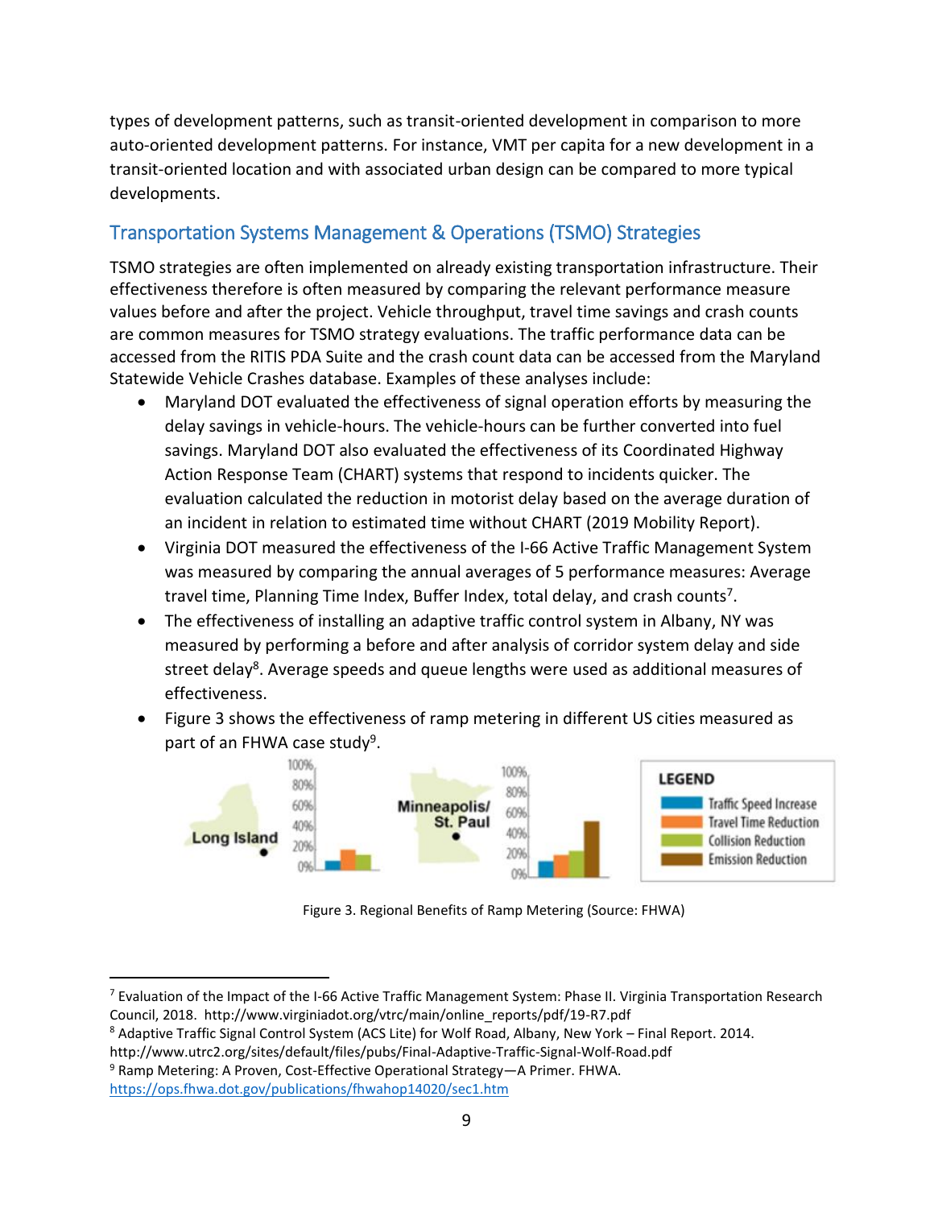types of development patterns, such as transit-oriented development in comparison to more auto-oriented development patterns. For instance, VMT per capita for a new development in a transit-oriented location and with associated urban design can be compared to more typical developments.

## Transportation Systems Management & Operations (TSMO) Strategies

TSMO strategies are often implemented on already existing transportation infrastructure. Their effectiveness therefore is often measured by comparing the relevant performance measure values before and after the project. Vehicle throughput, travel time savings and crash counts are common measures for TSMO strategy evaluations. The traffic performance data can be accessed from the RITIS PDA Suite and the crash count data can be accessed from the Maryland Statewide Vehicle Crashes database. Examples of these analyses include:

- Maryland DOT evaluated the effectiveness of signal operation efforts by measuring the delay savings in vehicle-hours. The vehicle-hours can be further converted into fuel savings. Maryland DOT also evaluated the effectiveness of its Coordinated Highway Action Response Team (CHART) systems that respond to incidents quicker. The evaluation calculated the reduction in motorist delay based on the average duration of an incident in relation to estimated time without CHART (2019 Mobility Report).
- Virginia DOT measured the effectiveness of the I-66 Active Traffic Management System was measured by comparing the annual averages of 5 performance measures: Average travel time, Planning Time Index, Buffer Index, total delay, and crash counts[7].
- The effectiveness of installing an adaptive traffic control system in Albany, NY was measured by performing a before and after analysis of corridor system delay and side street delay[8]. Average speeds and queue lengths were used as additional measures of effectiveness.
- Figure 3 shows the effectiveness of ramp metering in different US cities measured as part of an FHWA case study[9].

Figure 3. Regional Benefits of Ramp Metering (Source: FHWA)

---

[7] Evaluation of the Impact of the I-66 Active Traffic Management System: Phase II. Virginia Transportation Research Council, 2018. http://www.virginiadot.org/vtrc/main/online_reports/pdf/19-R7.pdf

[8] Adaptive Traffic Signal Control System (ACS Lite) for Wolf Road, Albany, New York – Final Report. 2014. http://www.utrc2.org/sites/default/files/pubs/Final-Adaptive-Traffic-Signal-Wolf-Road.pdf

[9] Ramp Metering: A Proven, Cost-Effective Operational Strategy—A Primer. FHWA. https://ops.fhwa.dot.gov/publications/fhwahop14020/sec1.htm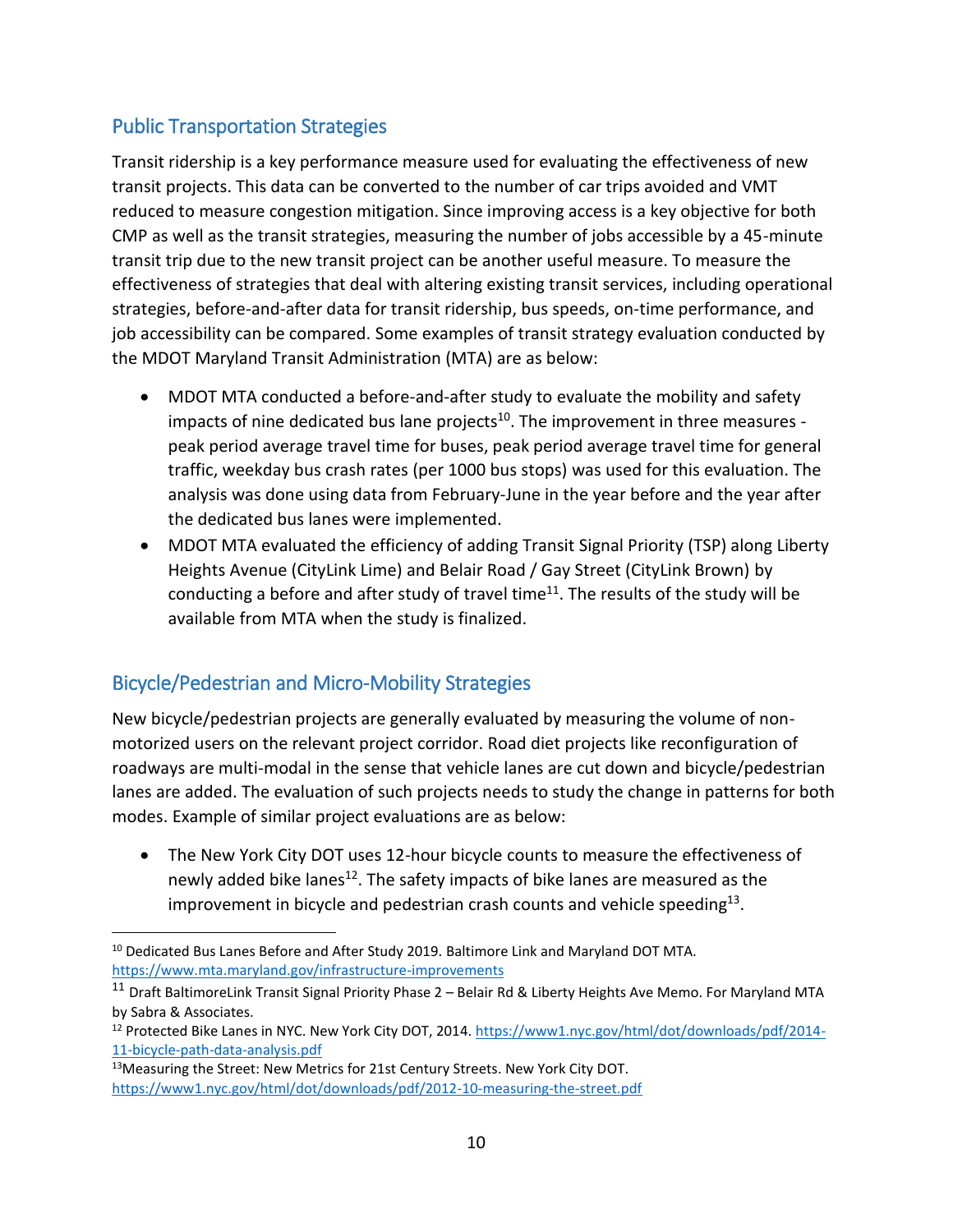## Public Transportation Strategies

Transit ridership is a key performance measure used for evaluating the effectiveness of new transit projects. This data can be converted to the number of car trips avoided and VMT reduced to measure congestion mitigation. Since improving access is a key objective for both CMP as well as the transit strategies, measuring the number of jobs accessible by a 45-minute transit trip due to the new transit project can be another useful measure. To measure the effectiveness of strategies that deal with altering existing transit services, including operational strategies, before-and-after data for transit ridership, bus speeds, on-time performance, and job accessibility can be compared. Some examples of transit strategy evaluation conducted by the MDOT Maryland Transit Administration (MTA) are as below:

- MDOT MTA conducted a before-and-after study to evaluate the mobility and safety impacts of nine dedicated bus lane projects[10]. The improvement in three measures - peak period average travel time for buses, peak period average travel time for general traffic, weekday bus crash rates (per 1000 bus stops) was used for this evaluation. The analysis was done using data from February-June in the year before and the year after the dedicated bus lanes were implemented.
- MDOT MTA evaluated the efficiency of adding Transit Signal Priority (TSP) along Liberty Heights Avenue (CityLink Lime) and Belair Road / Gay Street (CityLink Brown) by conducting a before and after study of travel time[11]. The results of the study will be available from MTA when the study is finalized.

## Bicycle/Pedestrian and Micro-Mobility Strategies

New bicycle/pedestrian projects are generally evaluated by measuring the volume of non-motorized users on the relevant project corridor. Road diet projects like reconfiguration of roadways are multi-modal in the sense that vehicle lanes are cut down and bicycle/pedestrian lanes are added. The evaluation of such projects needs to study the change in patterns for both modes. Example of similar project evaluations are as below:

- The New York City DOT uses 12-hour bicycle counts to measure the effectiveness of newly added bike lanes[12]. The safety impacts of bike lanes are measured as the improvement in bicycle and pedestrian crash counts and vehicle speeding[13].

---

[10] Dedicated Bus Lanes Before and After Study 2019. Baltimore Link and Maryland DOT MTA. https://www.mta.maryland.gov/infrastructure-improvements

[11] Draft BaltimoreLink Transit Signal Priority Phase 2 – Belair Rd & Liberty Heights Ave Memo. For Maryland MTA by Sabra & Associates.

[12] Protected Bike Lanes in NYC. New York City DOT, 2014. https://www1.nyc.gov/html/dot/downloads/pdf/2014-11-bicycle-path-data-analysis.pdf

[13] Measuring the Street: New Metrics for 21st Century Streets. New York City DOT. https://www1.nyc.gov/html/dot/downloads/pdf/2012-10-measuring-the-street.pdf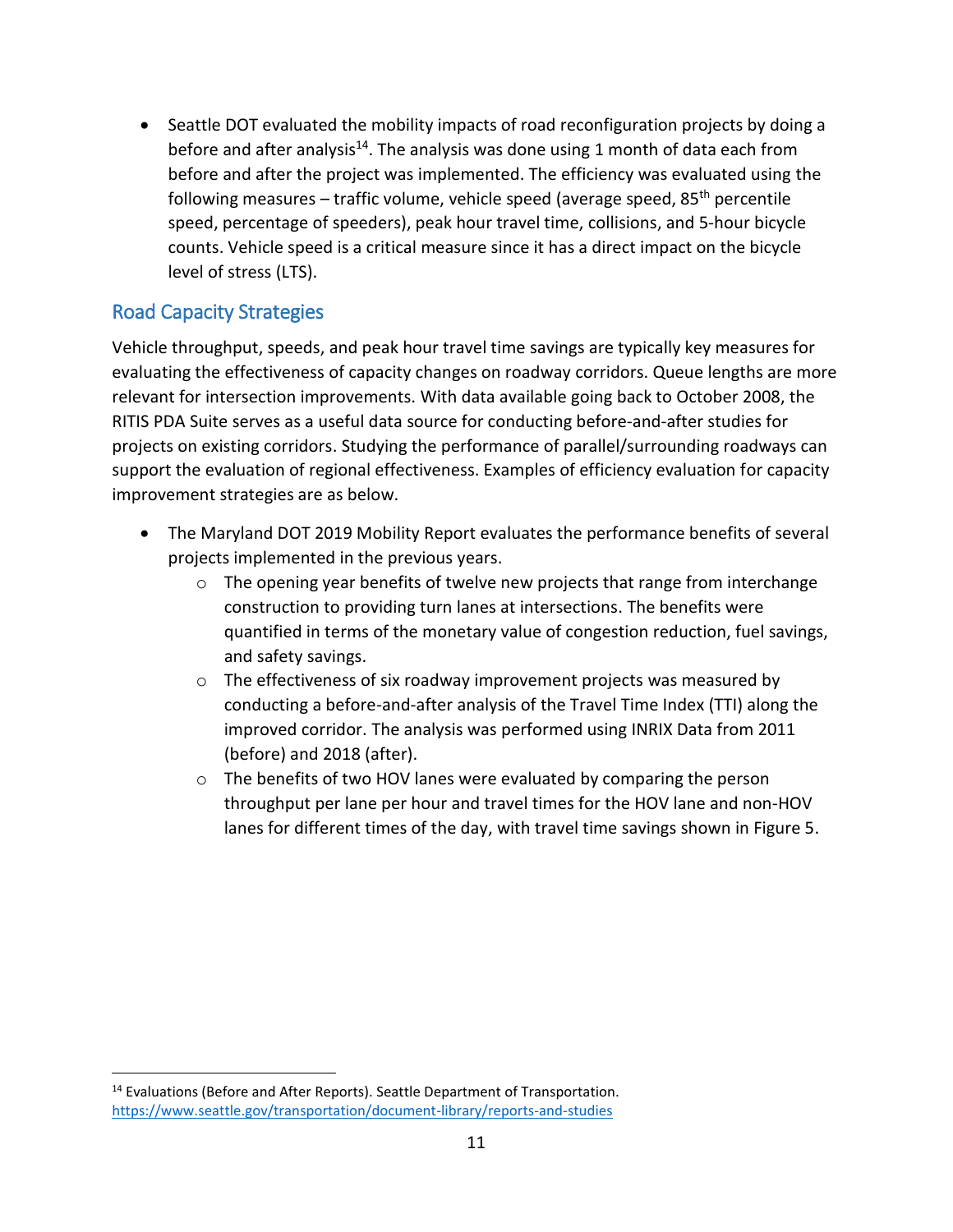- Seattle DOT evaluated the mobility impacts of road reconfiguration projects by doing a before and after analysis[14]. The analysis was done using 1 month of data each from before and after the project was implemented. The efficiency was evaluated using the following measures – traffic volume, vehicle speed (average speed, 85th percentile speed, percentage of speeders), peak hour travel time, collisions, and 5-hour bicycle counts. Vehicle speed is a critical measure since it has a direct impact on the bicycle level of stress (LTS).

## Road Capacity Strategies

Vehicle throughput, speeds, and peak hour travel time savings are typically key measures for evaluating the effectiveness of capacity changes on roadway corridors. Queue lengths are more relevant for intersection improvements. With data available going back to October 2008, the RITIS PDA Suite serves as a useful data source for conducting before-and-after studies for projects on existing corridors. Studying the performance of parallel/surrounding roadways can support the evaluation of regional effectiveness. Examples of efficiency evaluation for capacity improvement strategies are as below.

- The Maryland DOT 2019 Mobility Report evaluates the performance benefits of several projects implemented in the previous years.
  - The opening year benefits of twelve new projects that range from interchange construction to providing turn lanes at intersections. The benefits were quantified in terms of the monetary value of congestion reduction, fuel savings, and safety savings.
  - The effectiveness of six roadway improvement projects was measured by conducting a before-and-after analysis of the Travel Time Index (TTI) along the improved corridor. The analysis was performed using INRIX Data from 2011 (before) and 2018 (after).
  - The benefits of two HOV lanes were evaluated by comparing the person throughput per lane per hour and travel times for the HOV lane and non-HOV lanes for different times of the day, with travel time savings shown in Figure 5.

[14] Evaluations (Before and After Reports). Seattle Department of Transportation. https://www.seattle.gov/transportation/document-library/reports-and-studies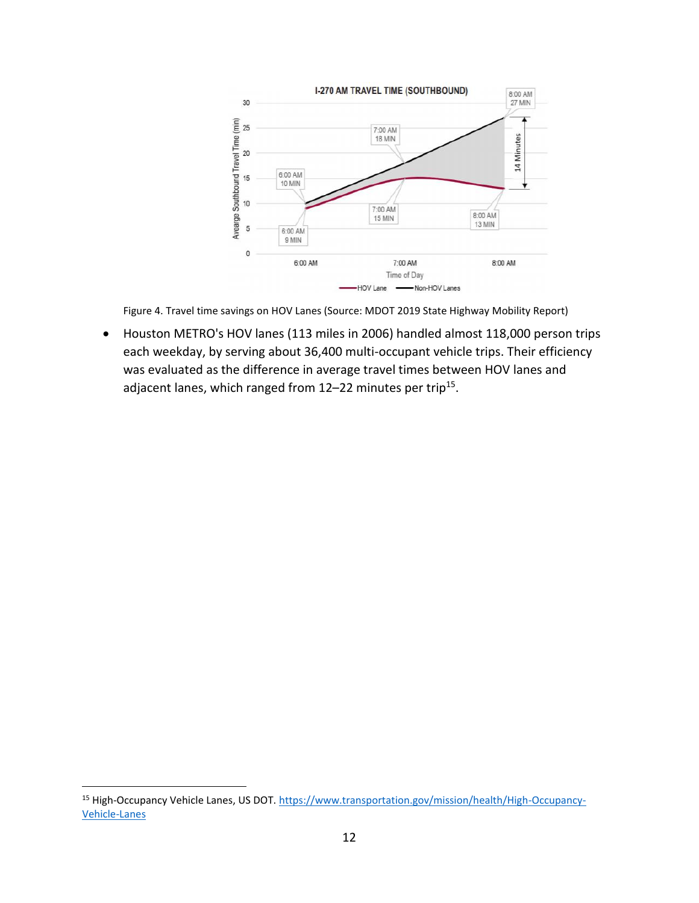I-270 AM TRAVEL TIME (SOUTHBOUND)

Avearge Southbound Travel Time (min)

30
25
20
15
10
5
0

6:00 AM
7:00 AM
8:00 AM

Time of Day

6:00 AM 10 MIN

6:00 AM 9 MIN

7:00 AM 18 MIN

7:00 AM 15 MIN

8:00 AM 27 MIN

8:00 AM 13 MIN

14 Minutes

HOV Lane
Non-HOV Lanes

Figure 4. Travel time savings on HOV Lanes (Source: MDOT 2019 State Highway Mobility Report)

- Houston METRO's HOV lanes (113 miles in 2006) handled almost 118,000 person trips each weekday, by serving about 36,400 multi-occupant vehicle trips. Their efficiency was evaluated as the difference in average travel times between HOV lanes and adjacent lanes, which ranged from 12–22 minutes per trip[15].

---

[15] High-Occupancy Vehicle Lanes, US DOT. https://www.transportation.gov/mission/health/High-Occupancy-Vehicle-Lanes